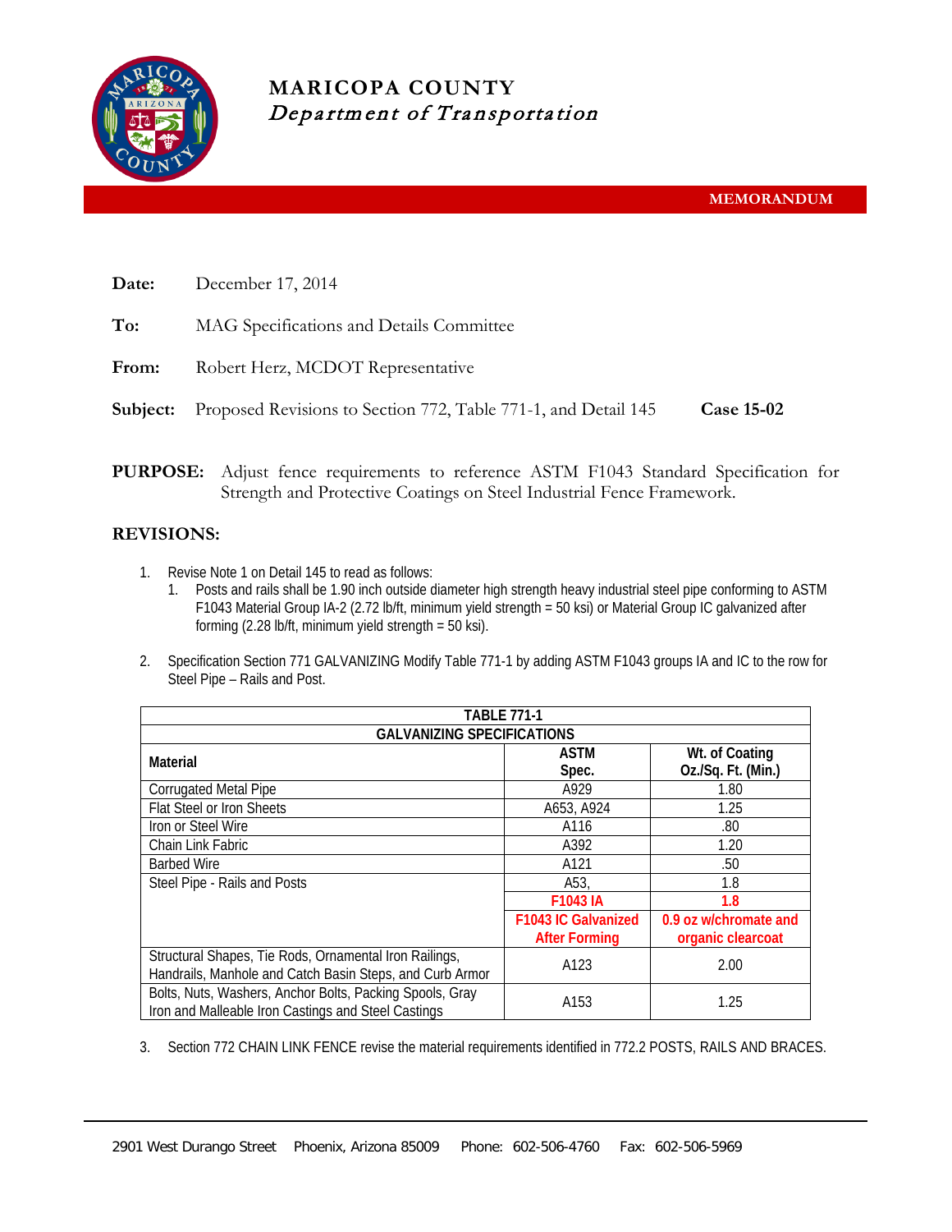# MARICOPA COUNTY
*Department of Transportation*

**MEMORANDUM**

**Date:** December 17, 2014

**To:** MAG Specifications and Details Committee

**From:** Robert Herz, MCDOT Representative

**Subject:** Proposed Revisions to Section 772, Table 771-1, and Detail 145 **Case 15-02**

**PURPOSE:** Adjust fence requirements to reference ASTM F1043 Standard Specification for Strength and Protective Coatings on Steel Industrial Fence Framework.

## REVISIONS:

1. Revise Note 1 on Detail 145 to read as follows:
   1. Posts and rails shall be 1.90 inch outside diameter high strength heavy industrial steel pipe conforming to ASTM F1043 Material Group IA-2 (2.72 lb/ft, minimum yield strength = 50 ksi) or Material Group IC galvanized after forming (2.28 lb/ft, minimum yield strength = 50 ksi).

2. Specification Section 771 GALVANIZING Modify Table 771-1 by adding ASTM F1043 groups IA and IC to the row for Steel Pipe – Rails and Post.

| TABLE 771-1 GALVANIZING SPECIFICATIONS | | |
|---|---|---|
| **Material** | **ASTM Spec.** | **Wt. of Coating Oz./Sq. Ft. (Min.)** |
| Corrugated Metal Pipe | A929 | 1.80 |
| Flat Steel or Iron Sheets | A653, A924 | 1.25 |
| Iron or Steel Wire | A116 | .80 |
| Chain Link Fabric | A392 | 1.20 |
| Barbed Wire | A121 | .50 |
| Steel Pipe - Rails and Posts | A53, | 1.8 |
| | F1043 IA | 1.8 |
| | F1043 IC Galvanized After Forming | 0.9 oz w/chromate and organic clearcoat |
| Structural Shapes, Tie Rods, Ornamental Iron Railings, Handrails, Manhole and Catch Basin Steps, and Curb Armor | A123 | 2.00 |
| Bolts, Nuts, Washers, Anchor Bolts, Packing Spools, Gray Iron and Malleable Iron Castings and Steel Castings | A153 | 1.25 |

3. Section 772 CHAIN LINK FENCE revise the material requirements identified in 772.2 POSTS, RAILS AND BRACES.

2901 West Durango Street Phoenix, Arizona 85009 Phone: 602-506-4760 Fax: 602-506-5969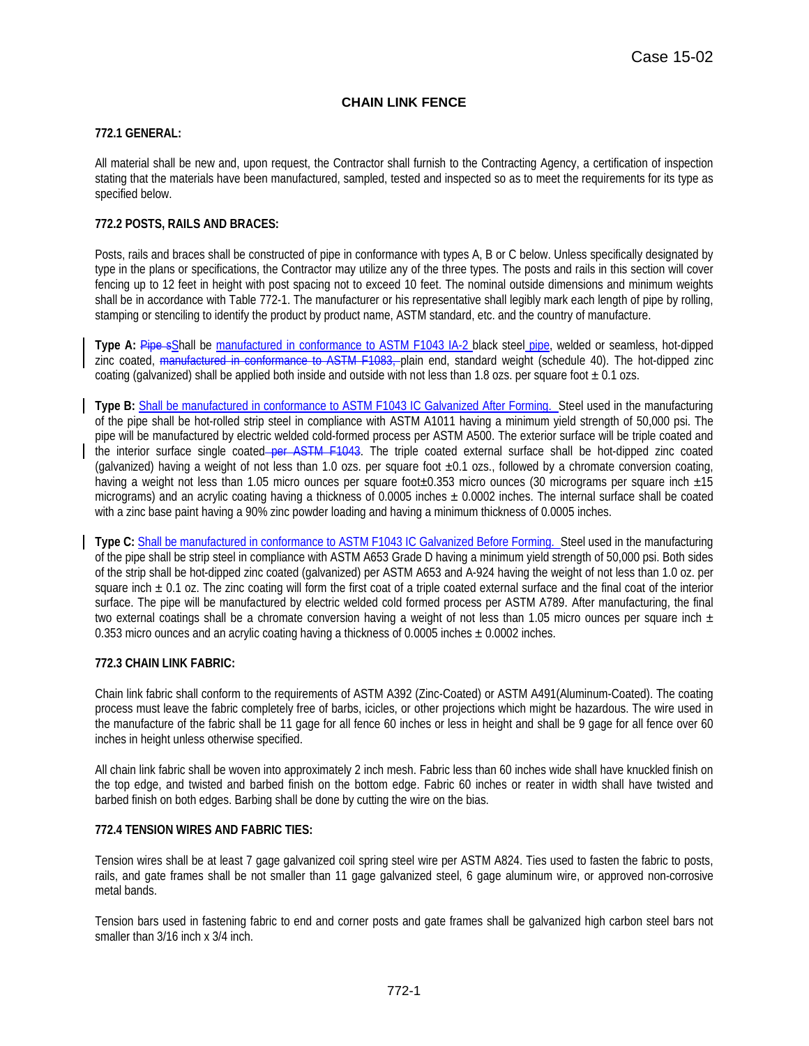# CHAIN LINK FENCE

## 772.1 GENERAL:

All material shall be new and, upon request, the Contractor shall furnish to the Contracting Agency, a certification of inspection stating that the materials have been manufactured, sampled, tested and inspected so as to meet the requirements for its type as specified below.

## 772.2 POSTS, RAILS AND BRACES:

Posts, rails and braces shall be constructed of pipe in conformance with types A, B or C below. Unless specifically designated by type in the plans or specifications, the Contractor may utilize any of the three types. The posts and rails in this section will cover fencing up to 12 feet in height with post spacing not to exceed 10 feet. The nominal outside dimensions and minimum weights shall be in accordance with Table 772-1. The manufacturer or his representative shall legibly mark each length of pipe by rolling, stamping or stenciling to identify the product by product name, ASTM standard, etc. and the country of manufacture.

**Type A:** ~~Pipe s~~Shall be manufactured in conformance to ASTM F1043 IA-2 black steel pipe, welded or seamless, hot-dipped zinc coated, ~~manufactured in conformance to ASTM F1083,~~ plain end, standard weight (schedule 40). The hot-dipped zinc coating (galvanized) shall be applied both inside and outside with not less than 1.8 ozs. per square foot ± 0.1 ozs.

**Type B:** Shall be manufactured in conformance to ASTM F1043 IC Galvanized After Forming. Steel used in the manufacturing of the pipe shall be hot-rolled strip steel in compliance with ASTM A1011 having a minimum yield strength of 50,000 psi. The pipe will be manufactured by electric welded cold-formed process per ASTM A500. The exterior surface will be triple coated and the interior surface single coated ~~per ASTM F1043~~. The triple coated external surface shall be hot-dipped zinc coated (galvanized) having a weight of not less than 1.0 ozs. per square foot ±0.1 ozs., followed by a chromate conversion coating, having a weight not less than 1.05 micro ounces per square foot±0.353 micro ounces (30 micrograms per square inch ±15 micrograms) and an acrylic coating having a thickness of 0.0005 inches ± 0.0002 inches. The internal surface shall be coated with a zinc base paint having a 90% zinc powder loading and having a minimum thickness of 0.0005 inches.

**Type C:** Shall be manufactured in conformance to ASTM F1043 IC Galvanized Before Forming. Steel used in the manufacturing of the pipe shall be strip steel in compliance with ASTM A653 Grade D having a minimum yield strength of 50,000 psi. Both sides of the strip shall be hot-dipped zinc coated (galvanized) per ASTM A653 and A-924 having the weight of not less than 1.0 oz. per square inch ± 0.1 oz. The zinc coating will form the first coat of a triple coated external surface and the final coat of the interior surface. The pipe will be manufactured by electric welded cold formed process per ASTM A789. After manufacturing, the final two external coatings shall be a chromate conversion having a weight of not less than 1.05 micro ounces per square inch ± 0.353 micro ounces and an acrylic coating having a thickness of 0.0005 inches ± 0.0002 inches.

## 772.3 CHAIN LINK FABRIC:

Chain link fabric shall conform to the requirements of ASTM A392 (Zinc-Coated) or ASTM A491(Aluminum-Coated). The coating process must leave the fabric completely free of barbs, icicles, or other projections which might be hazardous. The wire used in the manufacture of the fabric shall be 11 gage for all fence 60 inches or less in height and shall be 9 gage for all fence over 60 inches in height unless otherwise specified.

All chain link fabric shall be woven into approximately 2 inch mesh. Fabric less than 60 inches wide shall have knuckled finish on the top edge, and twisted and barbed finish on the bottom edge. Fabric 60 inches or reater in width shall have twisted and barbed finish on both edges. Barbing shall be done by cutting the wire on the bias.

## 772.4 TENSION WIRES AND FABRIC TIES:

Tension wires shall be at least 7 gage galvanized coil spring steel wire per ASTM A824. Ties used to fasten the fabric to posts, rails, and gate frames shall be not smaller than 11 gage galvanized steel, 6 gage aluminum wire, or approved non-corrosive metal bands.

Tension bars used in fastening fabric to end and corner posts and gate frames shall be galvanized high carbon steel bars not smaller than 3/16 inch x 3/4 inch.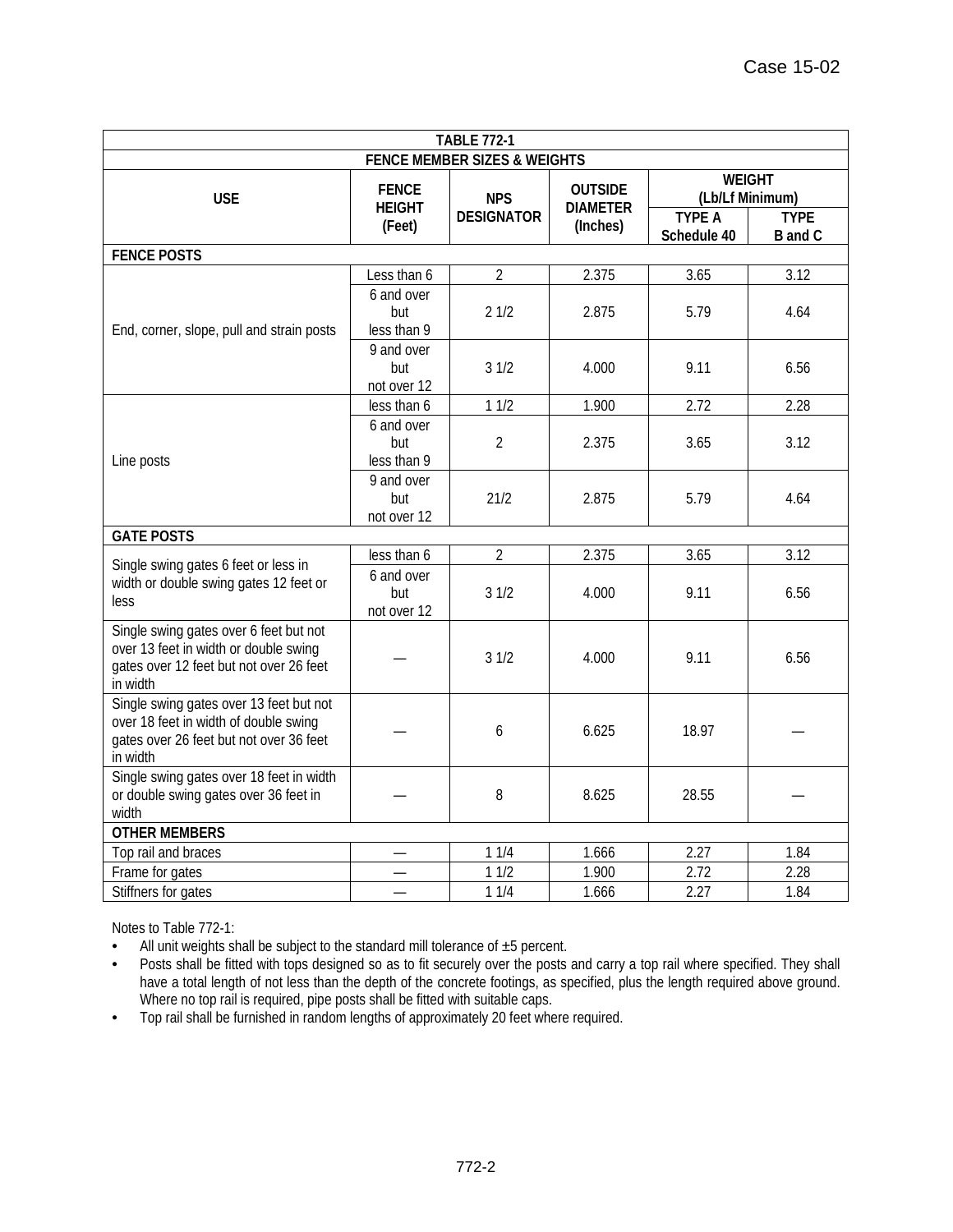| TABLE 772-1 | | | | | |
|---|---|---|---|---|---|
| FENCE MEMBER SIZES & WEIGHTS | | | | | |
| USE | FENCE HEIGHT (Feet) | NPS DESIGNATOR | OUTSIDE DIAMETER (Inches) | WEIGHT (Lb/Lf Minimum) | |
| | | | | TYPE A Schedule 40 | TYPE B and C |
| **FENCE POSTS** | | | | | |
| End, corner, slope, pull and strain posts | Less than 6 | 2 | 2.375 | 3.65 | 3.12 |
| | 6 and over but less than 9 | 2 1/2 | 2.875 | 5.79 | 4.64 |
| | 9 and over but not over 12 | 3 1/2 | 4.000 | 9.11 | 6.56 |
| Line posts | less than 6 | 1 1/2 | 1.900 | 2.72 | 2.28 |
| | 6 and over but less than 9 | 2 | 2.375 | 3.65 | 3.12 |
| | 9 and over but not over 12 | 21/2 | 2.875 | 5.79 | 4.64 |
| **GATE POSTS** | | | | | |
| Single swing gates 6 feet or less in width or double swing gates 12 feet or less | less than 6 | 2 | 2.375 | 3.65 | 3.12 |
| | 6 and over but not over 12 | 3 1/2 | 4.000 | 9.11 | 6.56 |
| Single swing gates over 6 feet but not over 13 feet in width or double swing gates over 12 feet but not over 26 feet in width | — | 3 1/2 | 4.000 | 9.11 | 6.56 |
| Single swing gates over 13 feet but not over 18 feet in width of double swing gates over 26 feet but not over 36 feet in width | — | 6 | 6.625 | 18.97 | — |
| Single swing gates over 18 feet in width or double swing gates over 36 feet in width | — | 8 | 8.625 | 28.55 | — |
| **OTHER MEMBERS** | | | | | |
| Top rail and braces | — | 1 1/4 | 1.666 | 2.27 | 1.84 |
| Frame for gates | — | 1 1/2 | 1.900 | 2.72 | 2.28 |
| Stiffners for gates | — | 1 1/4 | 1.666 | 2.27 | 1.84 |

Notes to Table 772-1:

- All unit weights shall be subject to the standard mill tolerance of ±5 percent.
- Posts shall be fitted with tops designed so as to fit securely over the posts and carry a top rail where specified. They shall have a total length of not less than the depth of the concrete footings, as specified, plus the length required above ground. Where no top rail is required, pipe posts shall be fitted with suitable caps.
- Top rail shall be furnished in random lengths of approximately 20 feet where required.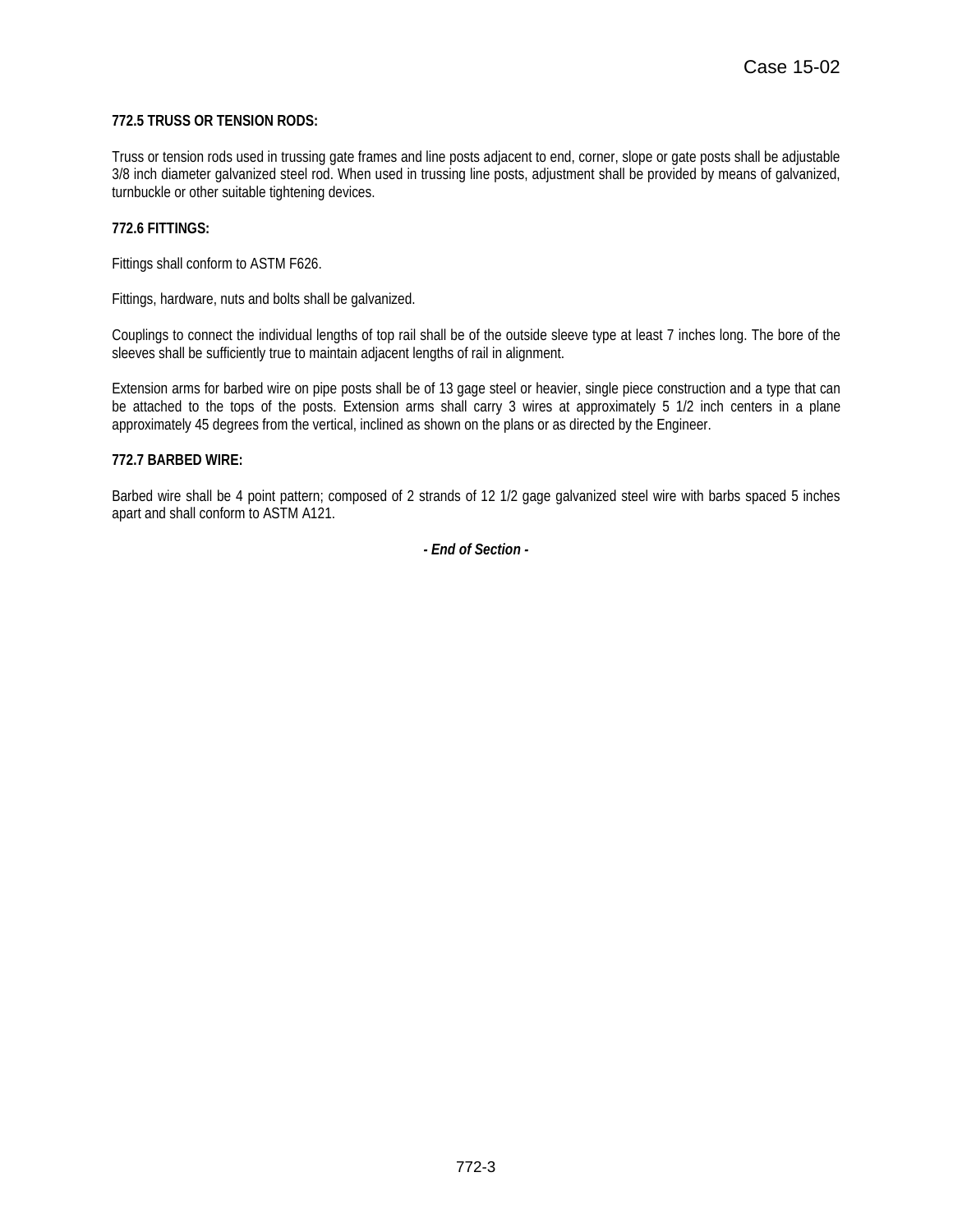**772.5 TRUSS OR TENSION RODS:**

Truss or tension rods used in trussing gate frames and line posts adjacent to end, corner, slope or gate posts shall be adjustable 3/8 inch diameter galvanized steel rod. When used in trussing line posts, adjustment shall be provided by means of galvanized, turnbuckle or other suitable tightening devices.

**772.6 FITTINGS:**

Fittings shall conform to ASTM F626.

Fittings, hardware, nuts and bolts shall be galvanized.

Couplings to connect the individual lengths of top rail shall be of the outside sleeve type at least 7 inches long. The bore of the sleeves shall be sufficiently true to maintain adjacent lengths of rail in alignment.

Extension arms for barbed wire on pipe posts shall be of 13 gage steel or heavier, single piece construction and a type that can be attached to the tops of the posts. Extension arms shall carry 3 wires at approximately 5 1/2 inch centers in a plane approximately 45 degrees from the vertical, inclined as shown on the plans or as directed by the Engineer.

**772.7 BARBED WIRE:**

Barbed wire shall be 4 point pattern; composed of 2 strands of 12 1/2 gage galvanized steel wire with barbs spaced 5 inches apart and shall conform to ASTM A121.

***- End of Section -***